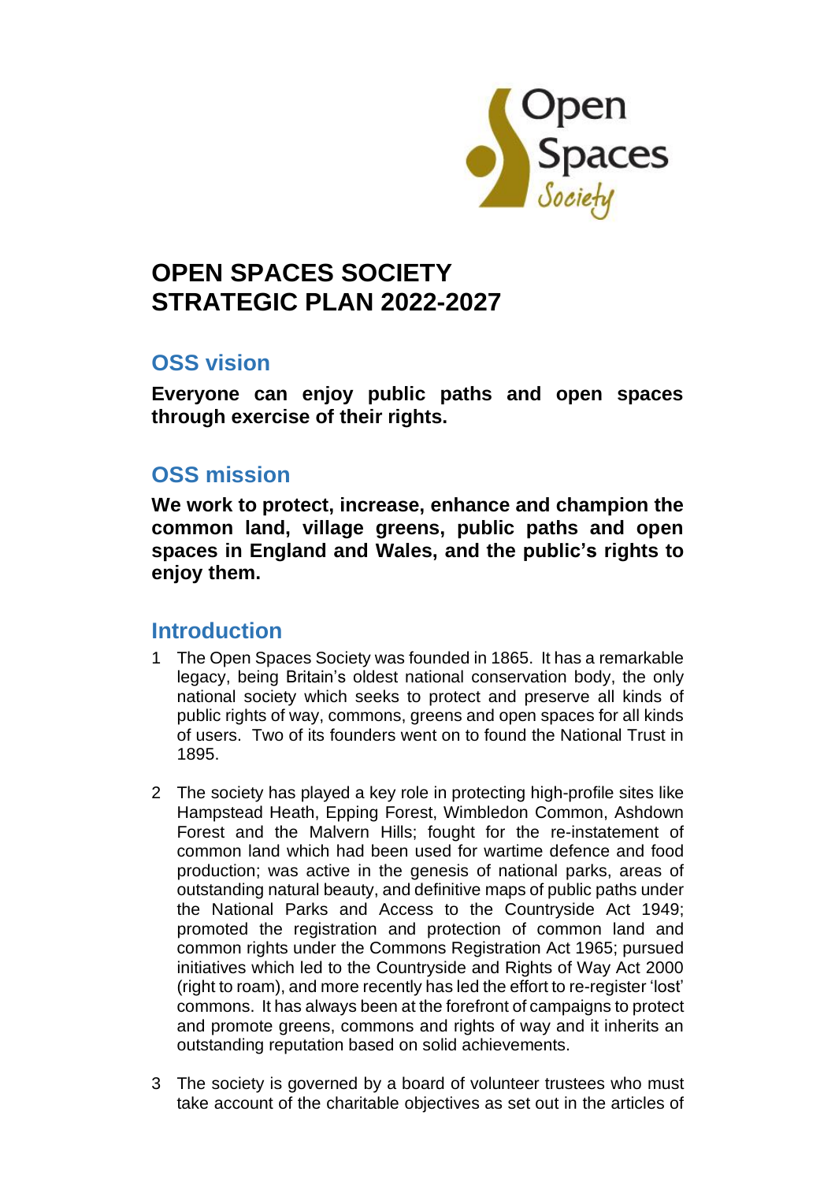# OPEN SPACES SOCIETY STRATEGIC PLAN 2022-2027

## OSS vision

**Everyone can enjoy public paths and open spaces through exercise of their rights.**

## OSS mission

**We work to protect, increase, enhance and champion the common land, village greens, public paths and open spaces in England and Wales, and the public's rights to enjoy them.**

## Introduction

1. The Open Spaces Society was founded in 1865. It has a remarkable legacy, being Britain's oldest national conservation body, the only national society which seeks to protect and preserve all kinds of public rights of way, commons, greens and open spaces for all kinds of users. Two of its founders went on to found the National Trust in 1895.

2. The society has played a key role in protecting high-profile sites like Hampstead Heath, Epping Forest, Wimbledon Common, Ashdown Forest and the Malvern Hills; fought for the re-instatement of common land which had been used for wartime defence and food production; was active in the genesis of national parks, areas of outstanding natural beauty, and definitive maps of public paths under the National Parks and Access to the Countryside Act 1949; promoted the registration and protection of common land and common rights under the Commons Registration Act 1965; pursued initiatives which led to the Countryside and Rights of Way Act 2000 (right to roam), and more recently has led the effort to re-register 'lost' commons. It has always been at the forefront of campaigns to protect and promote greens, commons and rights of way and it inherits an outstanding reputation based on solid achievements.

3. The society is governed by a board of volunteer trustees who must take account of the charitable objectives as set out in the articles of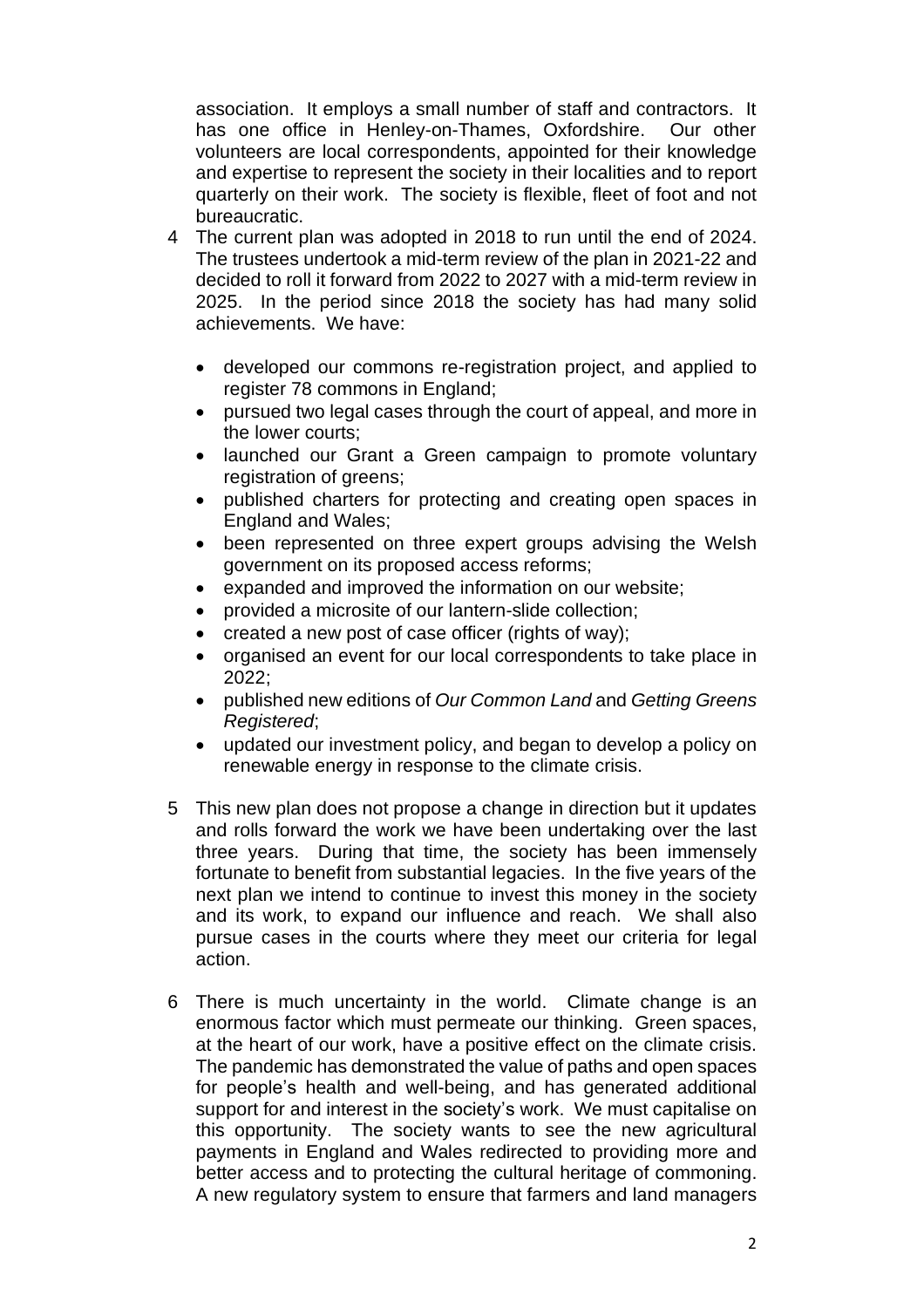association. It employs a small number of staff and contractors. It has one office in Henley-on-Thames, Oxfordshire. Our other volunteers are local correspondents, appointed for their knowledge and expertise to represent the society in their localities and to report quarterly on their work. The society is flexible, fleet of foot and not bureaucratic.

4 The current plan was adopted in 2018 to run until the end of 2024. The trustees undertook a mid-term review of the plan in 2021-22 and decided to roll it forward from 2022 to 2027 with a mid-term review in 2025. In the period since 2018 the society has had many solid achievements. We have:

- developed our commons re-registration project, and applied to register 78 commons in England;
- pursued two legal cases through the court of appeal, and more in the lower courts;
- launched our Grant a Green campaign to promote voluntary registration of greens;
- published charters for protecting and creating open spaces in England and Wales;
- been represented on three expert groups advising the Welsh government on its proposed access reforms;
- expanded and improved the information on our website;
- provided a microsite of our lantern-slide collection;
- created a new post of case officer (rights of way);
- organised an event for our local correspondents to take place in 2022;
- published new editions of *Our Common Land* and *Getting Greens Registered*;
- updated our investment policy, and began to develop a policy on renewable energy in response to the climate crisis.

5 This new plan does not propose a change in direction but it updates and rolls forward the work we have been undertaking over the last three years. During that time, the society has been immensely fortunate to benefit from substantial legacies. In the five years of the next plan we intend to continue to invest this money in the society and its work, to expand our influence and reach. We shall also pursue cases in the courts where they meet our criteria for legal action.

6 There is much uncertainty in the world. Climate change is an enormous factor which must permeate our thinking. Green spaces, at the heart of our work, have a positive effect on the climate crisis. The pandemic has demonstrated the value of paths and open spaces for people's health and well-being, and has generated additional support for and interest in the society's work. We must capitalise on this opportunity. The society wants to see the new agricultural payments in England and Wales redirected to providing more and better access and to protecting the cultural heritage of commoning. A new regulatory system to ensure that farmers and land managers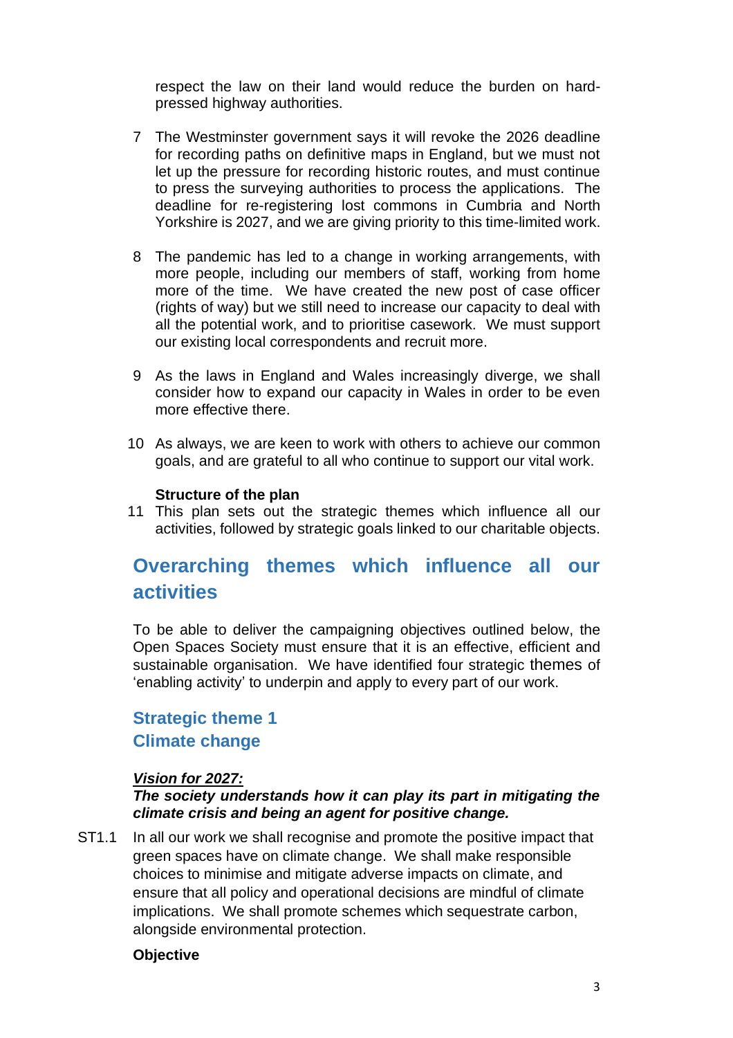respect the law on their land would reduce the burden on hard-pressed highway authorities.

7 The Westminster government says it will revoke the 2026 deadline for recording paths on definitive maps in England, but we must not let up the pressure for recording historic routes, and must continue to press the surveying authorities to process the applications. The deadline for re-registering lost commons in Cumbria and North Yorkshire is 2027, and we are giving priority to this time-limited work.

8 The pandemic has led to a change in working arrangements, with more people, including our members of staff, working from home more of the time. We have created the new post of case officer (rights of way) but we still need to increase our capacity to deal with all the potential work, and to prioritise casework. We must support our existing local correspondents and recruit more.

9 As the laws in England and Wales increasingly diverge, we shall consider how to expand our capacity in Wales in order to be even more effective there.

10 As always, we are keen to work with others to achieve our common goals, and are grateful to all who continue to support our vital work.

**Structure of the plan**

11 This plan sets out the strategic themes which influence all our activities, followed by strategic goals linked to our charitable objects.

## Overarching themes which influence all our activities

To be able to deliver the campaigning objectives outlined below, the Open Spaces Society must ensure that it is an effective, efficient and sustainable organisation. We have identified four strategic themes of 'enabling activity' to underpin and apply to every part of our work.

### Strategic theme 1
### Climate change

***Vision for 2027:***

***The society understands how it can play its part in mitigating the climate crisis and being an agent for positive change.***

ST1.1 In all our work we shall recognise and promote the positive impact that green spaces have on climate change. We shall make responsible choices to minimise and mitigate adverse impacts on climate, and ensure that all policy and operational decisions are mindful of climate implications. We shall promote schemes which sequestrate carbon, alongside environmental protection.

**Objective**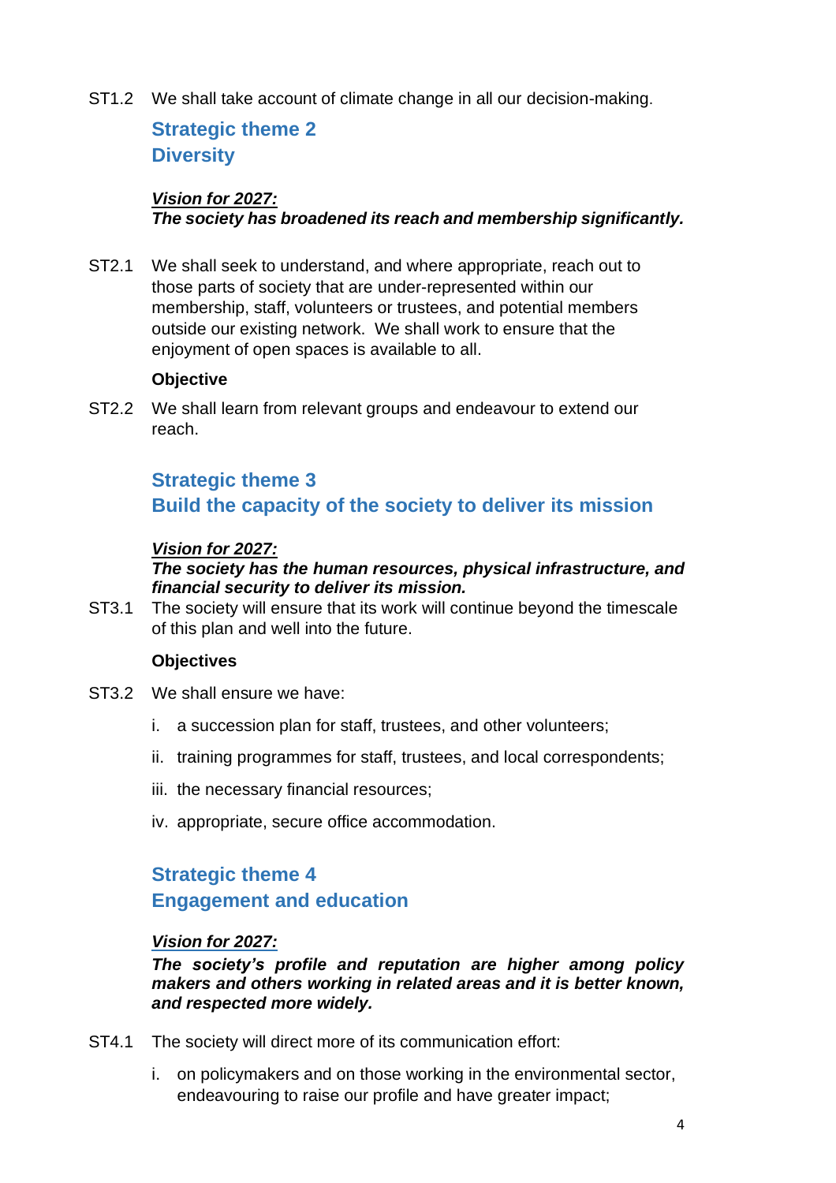ST1.2 We shall take account of climate change in all our decision-making.

## Strategic theme 2
## Diversity

***Vision for 2027:***
***The society has broadened its reach and membership significantly.***

ST2.1 We shall seek to understand, and where appropriate, reach out to those parts of society that are under-represented within our membership, staff, volunteers or trustees, and potential members outside our existing network. We shall work to ensure that the enjoyment of open spaces is available to all.

**Objective**

ST2.2 We shall learn from relevant groups and endeavour to extend our reach.

## Strategic theme 3
## Build the capacity of the society to deliver its mission

***Vision for 2027:***
***The society has the human resources, physical infrastructure, and financial security to deliver its mission.***

ST3.1 The society will ensure that its work will continue beyond the timescale of this plan and well into the future.

**Objectives**

ST3.2 We shall ensure we have:

i. a succession plan for staff, trustees, and other volunteers;

ii. training programmes for staff, trustees, and local correspondents;

iii. the necessary financial resources;

iv. appropriate, secure office accommodation.

## Strategic theme 4
## Engagement and education

***Vision for 2027:***
***The society's profile and reputation are higher among policy makers and others working in related areas and it is better known, and respected more widely.***

ST4.1 The society will direct more of its communication effort:

i. on policymakers and on those working in the environmental sector, endeavouring to raise our profile and have greater impact;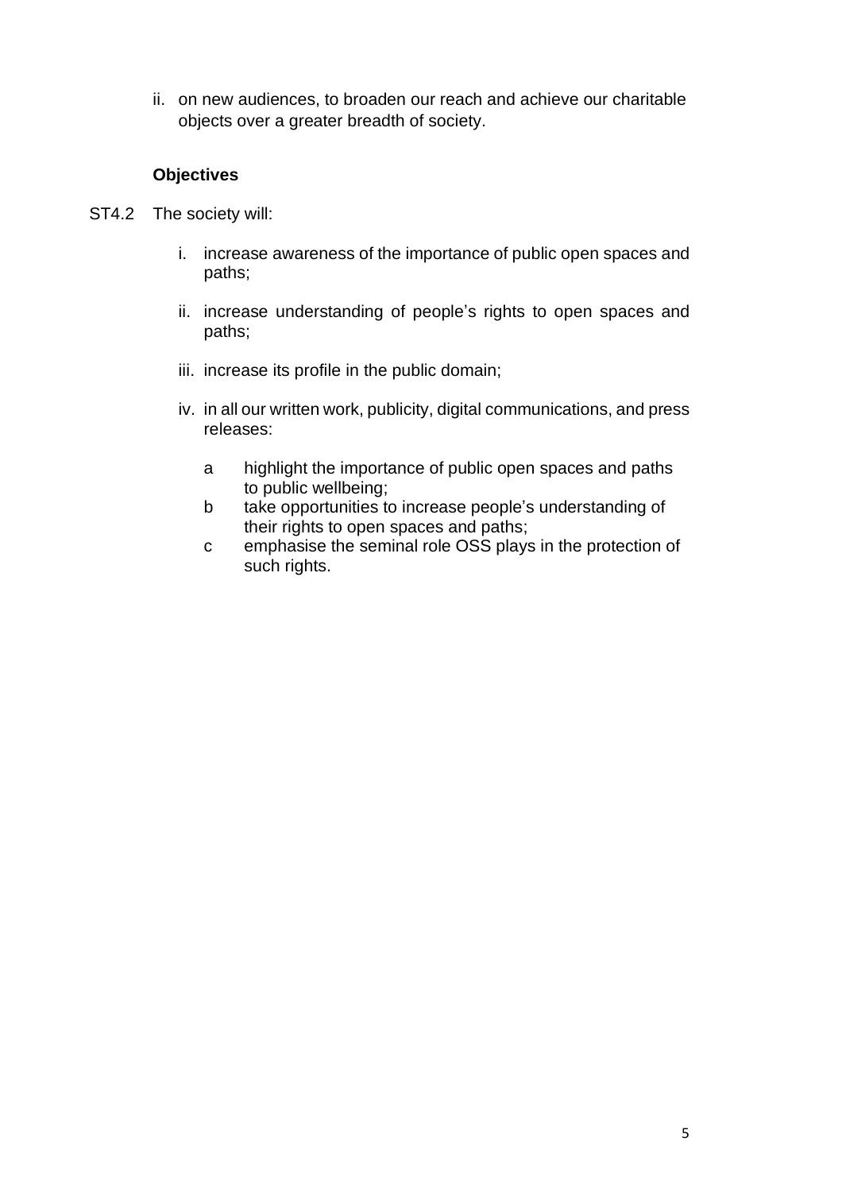ii. on new audiences, to broaden our reach and achieve our charitable objects over a greater breadth of society.

**Objectives**

ST4.2 The society will:

i. increase awareness of the importance of public open spaces and paths;

ii. increase understanding of people's rights to open spaces and paths;

iii. increase its profile in the public domain;

iv. in all our written work, publicity, digital communications, and press releases:

   a highlight the importance of public open spaces and paths to public wellbeing;
   
   b take opportunities to increase people's understanding of their rights to open spaces and paths;
   
   c emphasise the seminal role OSS plays in the protection of such rights.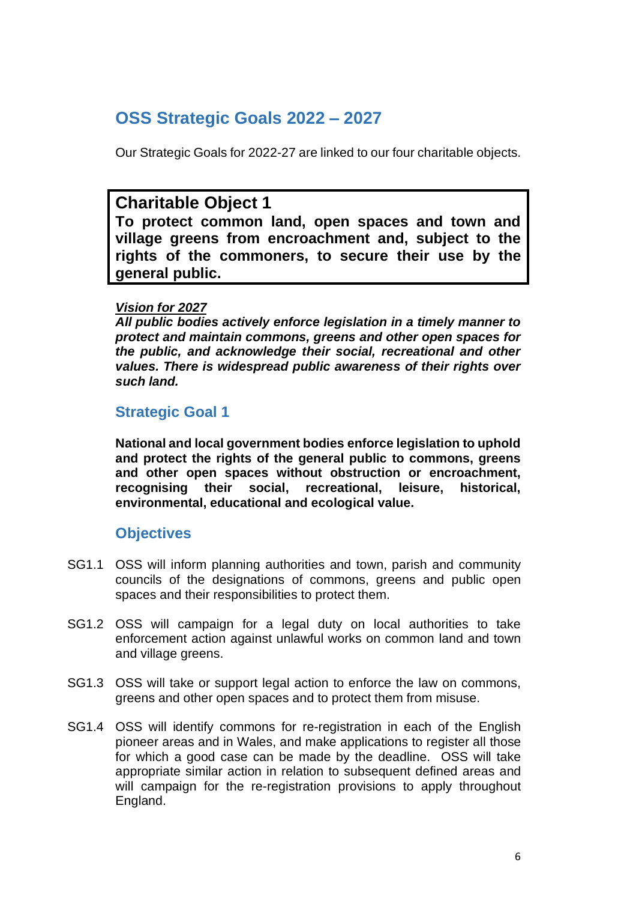## OSS Strategic Goals 2022 – 2027

Our Strategic Goals for 2022-27 are linked to our four charitable objects.

### Charitable Object 1

**To protect common land, open spaces and town and village greens from encroachment and, subject to the rights of the commoners, to secure their use by the general public.**

***Vision for 2027***

***All public bodies actively enforce legislation in a timely manner to protect and maintain commons, greens and other open spaces for the public, and acknowledge their social, recreational and other values. There is widespread public awareness of their rights over such land.***

### Strategic Goal 1

**National and local government bodies enforce legislation to uphold and protect the rights of the general public to commons, greens and other open spaces without obstruction or encroachment, recognising their social, recreational, leisure, historical, environmental, educational and ecological value.**

### Objectives

SG1.1 OSS will inform planning authorities and town, parish and community councils of the designations of commons, greens and public open spaces and their responsibilities to protect them.

SG1.2 OSS will campaign for a legal duty on local authorities to take enforcement action against unlawful works on common land and town and village greens.

SG1.3 OSS will take or support legal action to enforce the law on commons, greens and other open spaces and to protect them from misuse.

SG1.4 OSS will identify commons for re-registration in each of the English pioneer areas and in Wales, and make applications to register all those for which a good case can be made by the deadline. OSS will take appropriate similar action in relation to subsequent defined areas and will campaign for the re-registration provisions to apply throughout England.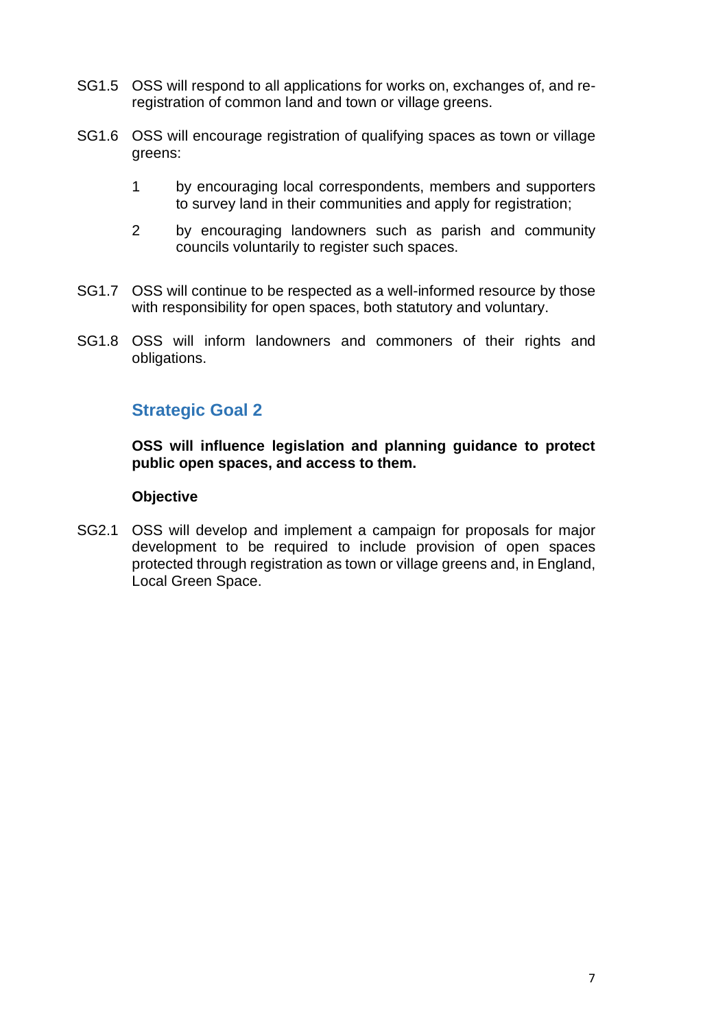SG1.5 OSS will respond to all applications for works on, exchanges of, and re-registration of common land and town or village greens.

SG1.6 OSS will encourage registration of qualifying spaces as town or village greens:

1. by encouraging local correspondents, members and supporters to survey land in their communities and apply for registration;
2. by encouraging landowners such as parish and community councils voluntarily to register such spaces.

SG1.7 OSS will continue to be respected as a well-informed resource by those with responsibility for open spaces, both statutory and voluntary.

SG1.8 OSS will inform landowners and commoners of their rights and obligations.

## Strategic Goal 2

**OSS will influence legislation and planning guidance to protect public open spaces, and access to them.**

**Objective**

SG2.1 OSS will develop and implement a campaign for proposals for major development to be required to include provision of open spaces protected through registration as town or village greens and, in England, Local Green Space.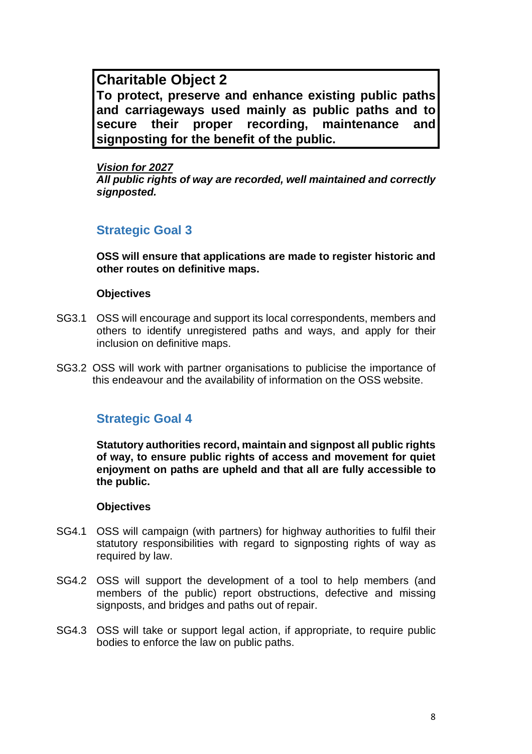**Charitable Object 2**
**To protect, preserve and enhance existing public paths and carriageways used mainly as public paths and to secure their proper recording, maintenance and signposting for the benefit of the public.**

***Vision for 2027***
***All public rights of way are recorded, well maintained and correctly signposted.***

## Strategic Goal 3

**OSS will ensure that applications are made to register historic and other routes on definitive maps.**

**Objectives**

SG3.1 OSS will encourage and support its local correspondents, members and others to identify unregistered paths and ways, and apply for their inclusion on definitive maps.

SG3.2 OSS will work with partner organisations to publicise the importance of this endeavour and the availability of information on the OSS website.

## Strategic Goal 4

**Statutory authorities record, maintain and signpost all public rights of way, to ensure public rights of access and movement for quiet enjoyment on paths are upheld and that all are fully accessible to the public.**

**Objectives**

SG4.1 OSS will campaign (with partners) for highway authorities to fulfil their statutory responsibilities with regard to signposting rights of way as required by law.

SG4.2 OSS will support the development of a tool to help members (and members of the public) report obstructions, defective and missing signposts, and bridges and paths out of repair.

SG4.3 OSS will take or support legal action, if appropriate, to require public bodies to enforce the law on public paths.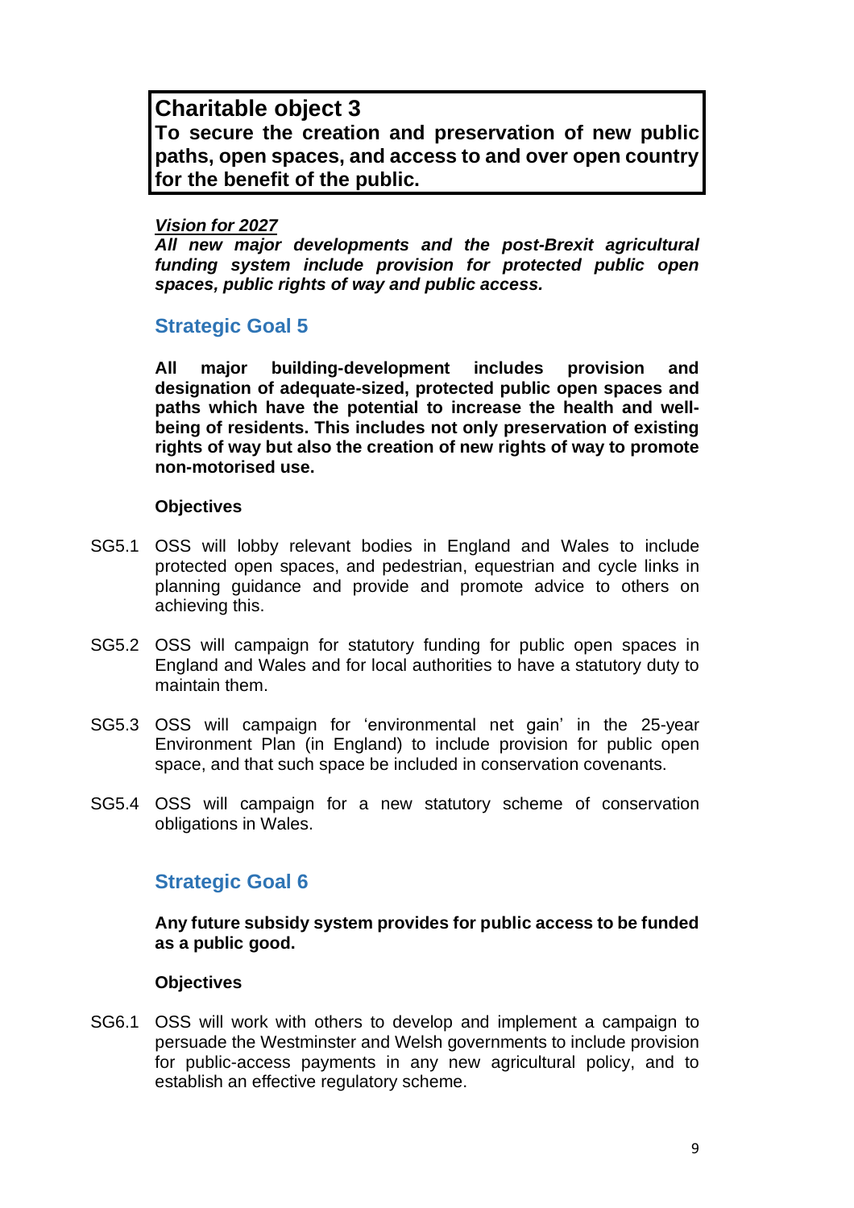**Charitable object 3**
**To secure the creation and preservation of new public paths, open spaces, and access to and over open country for the benefit of the public.**

***<u>Vision for 2027</u>***
***All new major developments and the post-Brexit agricultural funding system include provision for protected public open spaces, public rights of way and public access.***

## Strategic Goal 5

**All major building-development includes provision and designation of adequate-sized, protected public open spaces and paths which have the potential to increase the health and well-being of residents. This includes not only preservation of existing rights of way but also the creation of new rights of way to promote non-motorised use.**

**Objectives**

SG5.1 OSS will lobby relevant bodies in England and Wales to include protected open spaces, and pedestrian, equestrian and cycle links in planning guidance and provide and promote advice to others on achieving this.

SG5.2 OSS will campaign for statutory funding for public open spaces in England and Wales and for local authorities to have a statutory duty to maintain them.

SG5.3 OSS will campaign for 'environmental net gain' in the 25-year Environment Plan (in England) to include provision for public open space, and that such space be included in conservation covenants.

SG5.4 OSS will campaign for a new statutory scheme of conservation obligations in Wales.

## Strategic Goal 6

**Any future subsidy system provides for public access to be funded as a public good.**

**Objectives**

SG6.1 OSS will work with others to develop and implement a campaign to persuade the Westminster and Welsh governments to include provision for public-access payments in any new agricultural policy, and to establish an effective regulatory scheme.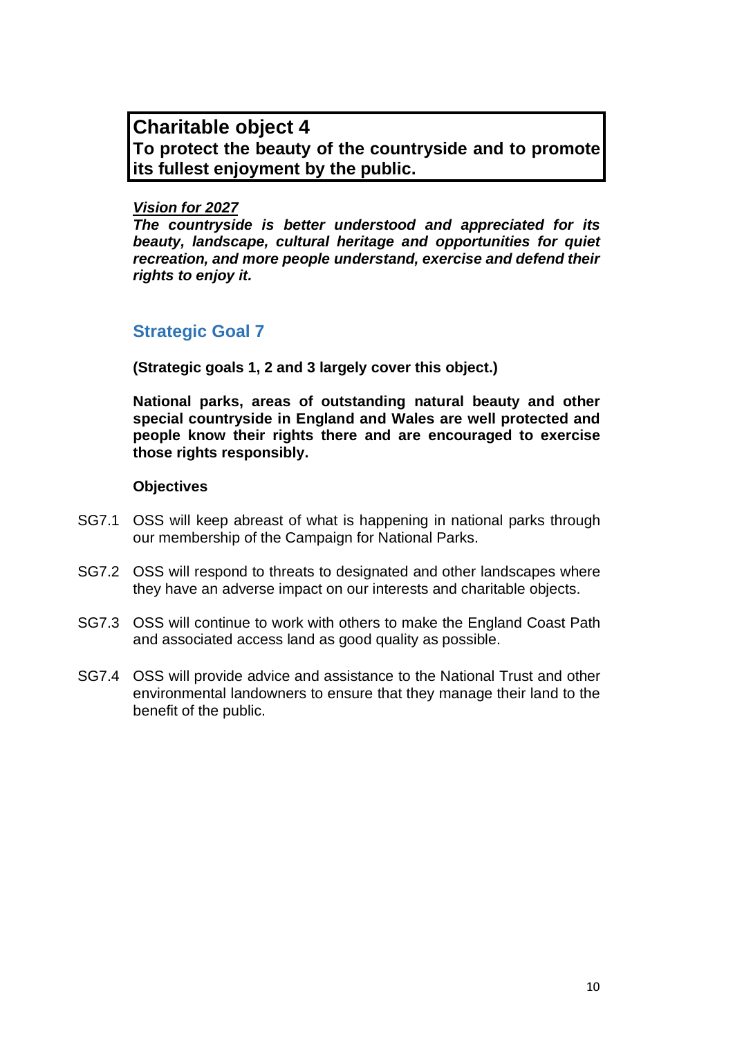## Charitable object 4
**To protect the beauty of the countryside and to promote its fullest enjoyment by the public.**

***Vision for 2027***

***The countryside is better understood and appreciated for its beauty, landscape, cultural heritage and opportunities for quiet recreation, and more people understand, exercise and defend their rights to enjoy it.***

### Strategic Goal 7

**(Strategic goals 1, 2 and 3 largely cover this object.)**

**National parks, areas of outstanding natural beauty and other special countryside in England and Wales are well protected and people know their rights there and are encouraged to exercise those rights responsibly.**

**Objectives**

SG7.1 OSS will keep abreast of what is happening in national parks through our membership of the Campaign for National Parks.

SG7.2 OSS will respond to threats to designated and other landscapes where they have an adverse impact on our interests and charitable objects.

SG7.3 OSS will continue to work with others to make the England Coast Path and associated access land as good quality as possible.

SG7.4 OSS will provide advice and assistance to the National Trust and other environmental landowners to ensure that they manage their land to the benefit of the public.